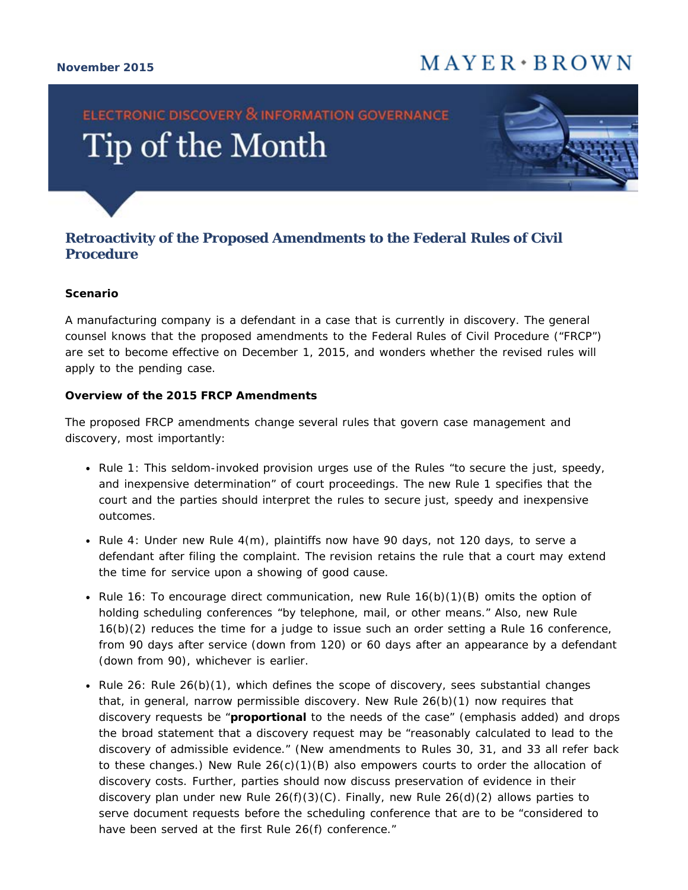November 2015

MAYER • BROWN

ELECTRONIC DISCOVERY & INFORMATION GOVERNANCE

# Tip of the Month

## Retroactivity of the Proposed Amendments to the Federal Rules of Civil Procedure

**Scenario**

A manufacturing company is a defendant in a case that is currently in discovery. The general counsel knows that the proposed amendments to the Federal Rules of Civil Procedure ("FRCP") are set to become effective on December 1, 2015, and wonders whether the revised rules will apply to the pending case.

**Overview of the 2015 FRCP Amendments**

The proposed FRCP amendments change several rules that govern case management and discovery, most importantly:

- Rule 1: This seldom-invoked provision urges use of the Rules "to secure the just, speedy, and inexpensive determination" of court proceedings. The new Rule 1 specifies that the court and the parties should interpret the rules to secure just, speedy and inexpensive outcomes.
- Rule 4: Under new Rule 4(m), plaintiffs now have 90 days, not 120 days, to serve a defendant after filing the complaint. The revision retains the rule that a court may extend the time for service upon a showing of good cause.
- Rule 16: To encourage direct communication, new Rule 16(b)(1)(B) omits the option of holding scheduling conferences "by telephone, mail, or other means." Also, new Rule 16(b)(2) reduces the time for a judge to issue such an order setting a Rule 16 conference, from 90 days after service (down from 120) or 60 days after an appearance by a defendant (down from 90), whichever is earlier.
- Rule 26: Rule 26(b)(1), which defines the scope of discovery, sees substantial changes that, in general, narrow permissible discovery. New Rule 26(b)(1) now requires that discovery requests be "**proportional** to the needs of the case" (emphasis added) and drops the broad statement that a discovery request may be "reasonably calculated to lead to the discovery of admissible evidence." (New amendments to Rules 30, 31, and 33 all refer back to these changes.) New Rule 26(c)(1)(B) also empowers courts to order the allocation of discovery costs. Further, parties should now discuss preservation of evidence in their discovery plan under new Rule 26(f)(3)(C). Finally, new Rule 26(d)(2) allows parties to serve document requests before the scheduling conference that are to be "considered to have been served at the first Rule 26(f) conference."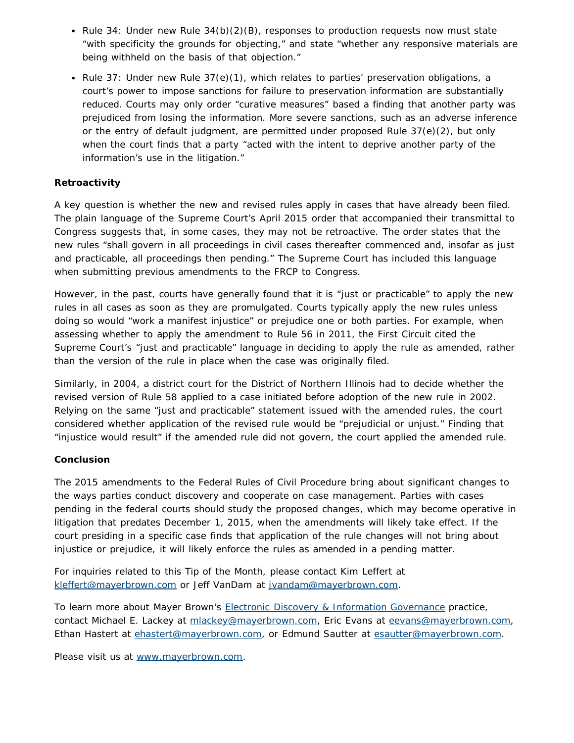- Rule 34: Under new Rule 34(b)(2)(B), responses to production requests now must state "with specificity the grounds for objecting," and state "whether any responsive materials are being withheld on the basis of that objection."
- Rule 37: Under new Rule 37(e)(1), which relates to parties' preservation obligations, a court's power to impose sanctions for failure to preservation information are substantially reduced. Courts may only order "curative measures" based a finding that another party was prejudiced from losing the information. More severe sanctions, such as an adverse inference or the entry of default judgment, are permitted under proposed Rule 37(e)(2), but only when the court finds that a party "acted with the intent to deprive another party of the information's use in the litigation."

**Retroactivity**

A key question is whether the new and revised rules apply in cases that have already been filed. The plain language of the Supreme Court's April 2015 order that accompanied their transmittal to Congress suggests that, in some cases, they may not be retroactive. The order states that the new rules "shall govern in all proceedings in civil cases thereafter commenced and, insofar as just and practicable, all proceedings then pending." The Supreme Court has included this language when submitting previous amendments to the FRCP to Congress.

However, in the past, courts have generally found that it is "just or practicable" to apply the new rules in all cases as soon as they are promulgated. Courts typically apply the new rules unless doing so would "work a manifest injustice" or prejudice one or both parties. For example, when assessing whether to apply the amendment to Rule 56 in 2011, the First Circuit cited the Supreme Court's "just and practicable" language in deciding to apply the rule as amended, rather than the version of the rule in place when the case was originally filed.

Similarly, in 2004, a district court for the District of Northern Illinois had to decide whether the revised version of Rule 58 applied to a case initiated before adoption of the new rule in 2002. Relying on the same "just and practicable" statement issued with the amended rules, the court considered whether application of the revised rule would be "prejudicial or unjust." Finding that "injustice would result" if the amended rule did not govern, the court applied the amended rule.

**Conclusion**

The 2015 amendments to the Federal Rules of Civil Procedure bring about significant changes to the ways parties conduct discovery and cooperate on case management. Parties with cases pending in the federal courts should study the proposed changes, which may become operative in litigation that predates December 1, 2015, when the amendments will likely take effect. If the court presiding in a specific case finds that application of the rule changes will not bring about injustice or prejudice, it will likely enforce the rules as amended in a pending matter.

For inquiries related to this Tip of the Month, please contact Kim Leffert at kleffert@mayerbrown.com or Jeff VanDam at jvandam@mayerbrown.com.

To learn more about Mayer Brown's Electronic Discovery & Information Governance practice, contact Michael E. Lackey at mlackey@mayerbrown.com, Eric Evans at eevans@mayerbrown.com, Ethan Hastert at ehastert@mayerbrown.com, or Edmund Sautter at esautter@mayerbrown.com.

Please visit us at www.mayerbrown.com.